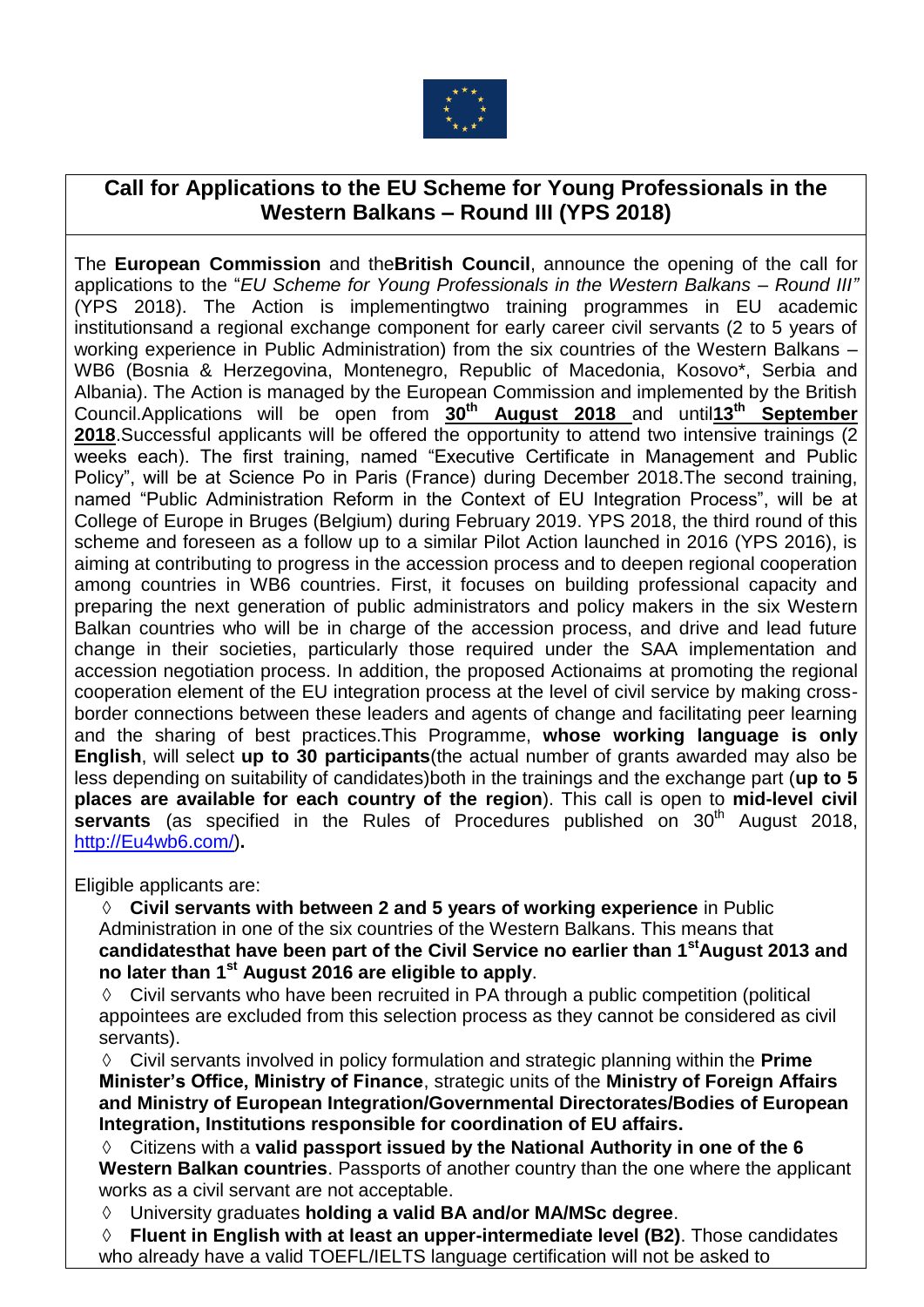## Call for Applications to the EU Scheme for Young Professionals in the Western Balkans – Round III (YPS 2018)

The **European Commission** and the**British Council**, announce the opening of the call for applications to the "*EU Scheme for Young Professionals in the Western Balkans – Round III"* (YPS 2018). The Action is implementingtwo training programmes in EU academic institutionsand a regional exchange component for early career civil servants (2 to 5 years of working experience in Public Administration) from the six countries of the Western Balkans – WB6 (Bosnia & Herzegovina, Montenegro, Republic of Macedonia, Kosovo*, Serbia and Albania). The Action is managed by the European Commission and implemented by the British Council.Applications will be open from **30th August 2018** and until**13th September 2018**.Successful applicants will be offered the opportunity to attend two intensive trainings (2 weeks each). The first training, named "Executive Certificate in Management and Public Policy", will be at Science Po in Paris (France) during December 2018.The second training, named "Public Administration Reform in the Context of EU Integration Process", will be at College of Europe in Bruges (Belgium) during February 2019. YPS 2018, the third round of this scheme and foreseen as a follow up to a similar Pilot Action launched in 2016 (YPS 2016), is aiming at contributing to progress in the accession process and to deepen regional cooperation among countries in WB6 countries. First, it focuses on building professional capacity and preparing the next generation of public administrators and policy makers in the six Western Balkan countries who will be in charge of the accession process, and drive and lead future change in their societies, particularly those required under the SAA implementation and accession negotiation process. In addition, the proposed Actionaims at promoting the regional cooperation element of the EU integration process at the level of civil service by making cross-border connections between these leaders and agents of change and facilitating peer learning and the sharing of best practices.This Programme, **whose working language is only English**, will select **up to 30 participants**(the actual number of grants awarded may also be less depending on suitability of candidates)both in the trainings and the exchange part (**up to 5 places are available for each country of the region**). This call is open to **mid-level civil servants** (as specified in the Rules of Procedures published on 30th August 2018, http://Eu4wb6.com/)**.**

Eligible applicants are:

- **Civil servants with between 2 and 5 years of working experience** in Public Administration in one of the six countries of the Western Balkans. This means that **candidatesthat have been part of the Civil Service no earlier than 1st August 2013 and no later than 1st August 2016 are eligible to apply**.
- Civil servants who have been recruited in PA through a public competition (political appointees are excluded from this selection process as they cannot be considered as civil servants).
- Civil servants involved in policy formulation and strategic planning within the **Prime Minister's Office, Ministry of Finance**, strategic units of the **Ministry of Foreign Affairs and Ministry of European Integration/Governmental Directorates/Bodies of European Integration, Institutions responsible for coordination of EU affairs.**
- Citizens with a **valid passport issued by the National Authority in one of the 6 Western Balkan countries**. Passports of another country than the one where the applicant works as a civil servant are not acceptable.
- University graduates **holding a valid BA and/or MA/MSc degree**.
- **Fluent in English with at least an upper-intermediate level (B2)**. Those candidates who already have a valid TOEFL/IELTS language certification will not be asked to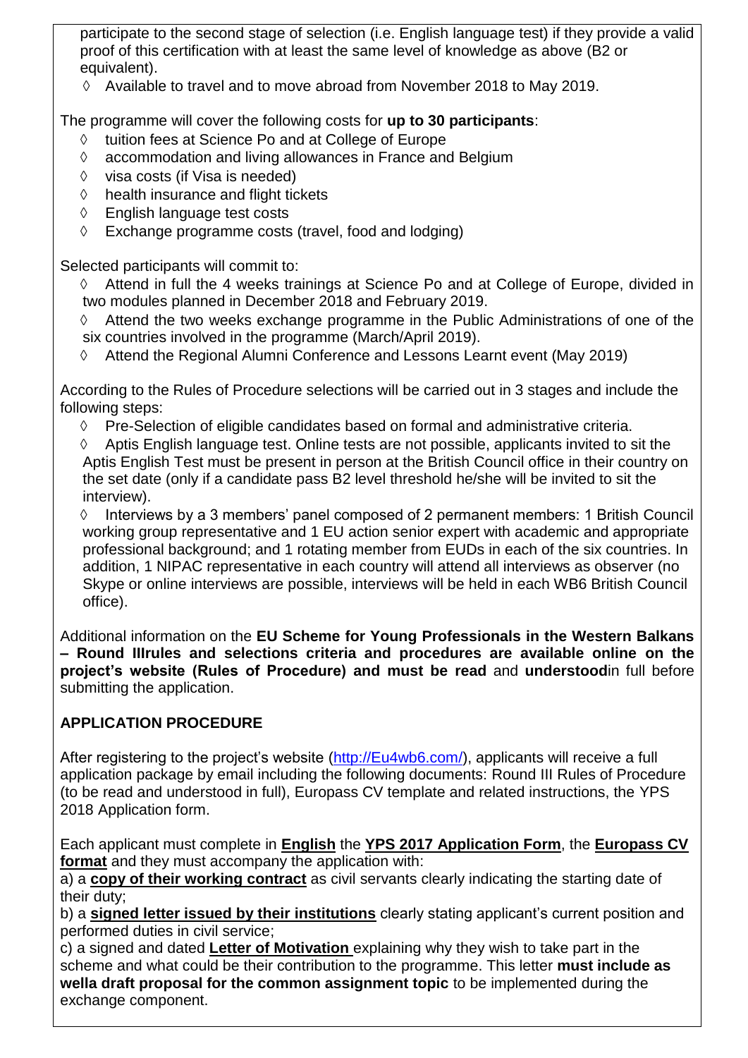participate to the second stage of selection (i.e. English language test) if they provide a valid proof of this certification with at least the same level of knowledge as above (B2 or equivalent).

- Available to travel and to move abroad from November 2018 to May 2019.

The programme will cover the following costs for **up to 30 participants**:

- tuition fees at Science Po and at College of Europe
- accommodation and living allowances in France and Belgium
- visa costs (if Visa is needed)
- health insurance and flight tickets
- English language test costs
- Exchange programme costs (travel, food and lodging)

Selected participants will commit to:

- Attend in full the 4 weeks trainings at Science Po and at College of Europe, divided in two modules planned in December 2018 and February 2019.
- Attend the two weeks exchange programme in the Public Administrations of one of the six countries involved in the programme (March/April 2019).
- Attend the Regional Alumni Conference and Lessons Learnt event (May 2019)

According to the Rules of Procedure selections will be carried out in 3 stages and include the following steps:

- Pre-Selection of eligible candidates based on formal and administrative criteria.
- Aptis English language test. Online tests are not possible, applicants invited to sit the Aptis English Test must be present in person at the British Council office in their country on the set date (only if a candidate pass B2 level threshold he/she will be invited to sit the interview).
- Interviews by a 3 members' panel composed of 2 permanent members: 1 British Council working group representative and 1 EU action senior expert with academic and appropriate professional background; and 1 rotating member from EUDs in each of the six countries. In addition, 1 NIPAC representative in each country will attend all interviews as observer (no Skype or online interviews are possible, interviews will be held in each WB6 British Council office).

Additional information on the **EU Scheme for Young Professionals in the Western Balkans – Round IIIrules and selections criteria and procedures are available online on the project's website (Rules of Procedure) and must be read** and **understood**in full before submitting the application.

## APPLICATION PROCEDURE

After registering to the project's website (http://Eu4wb6.com/), applicants will receive a full application package by email including the following documents: Round III Rules of Procedure (to be read and understood in full), Europass CV template and related instructions, the YPS 2018 Application form.

Each applicant must complete in **English** the **YPS 2017 Application Form**, the **Europass CV format** and they must accompany the application with:

a) a **copy of their working contract** as civil servants clearly indicating the starting date of their duty;

b) a **signed letter issued by their institutions** clearly stating applicant's current position and performed duties in civil service;

c) a signed and dated **Letter of Motivation** explaining why they wish to take part in the scheme and what could be their contribution to the programme. This letter **must include as wella draft proposal for the common assignment topic** to be implemented during the exchange component.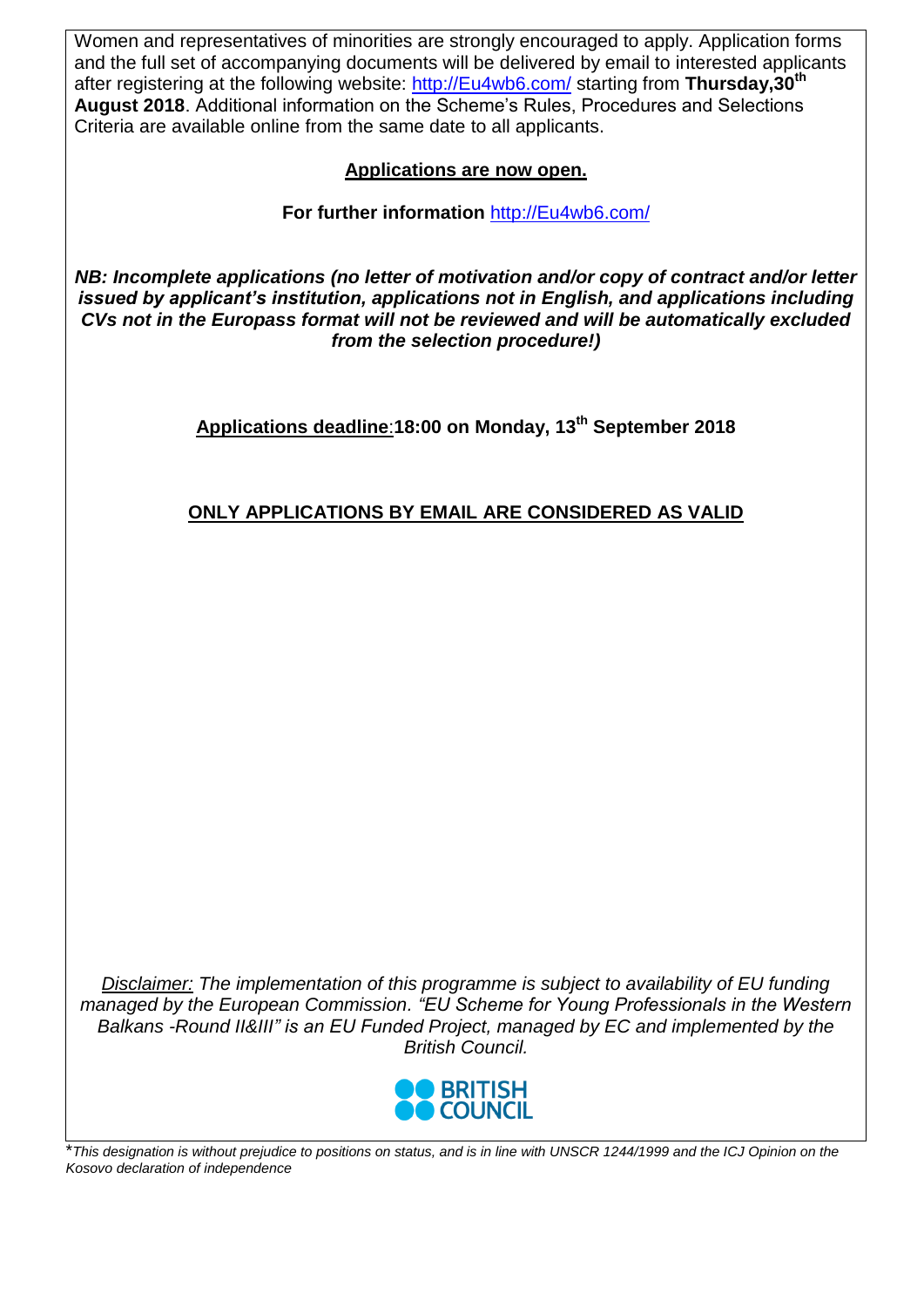Women and representatives of minorities are strongly encouraged to apply. Application forms and the full set of accompanying documents will be delivered by email to interested applicants after registering at the following website: http://Eu4wb6.com/ starting from **Thursday,30th August 2018**. Additional information on the Scheme's Rules, Procedures and Selections Criteria are available online from the same date to all applicants.

**Applications are now open.**

**For further information** http://Eu4wb6.com/

***NB: Incomplete applications (no letter of motivation and/or copy of contract and/or letter issued by applicant's institution, applications not in English, and applications including CVs not in the Europass format will not be reviewed and will be automatically excluded from the selection procedure!)***

**Applications deadline:18:00 on Monday, 13th September 2018**

**ONLY APPLICATIONS BY EMAIL ARE CONSIDERED AS VALID**

*Disclaimer: The implementation of this programme is subject to availability of EU funding managed by the European Commission. "EU Scheme for Young Professionals in the Western Balkans -Round II&III" is an EU Funded Project, managed by EC and implemented by the British Council.*

BRITISH COUNCIL

*This designation is without prejudice to positions on status, and is in line with UNSCR 1244/1999 and the ICJ Opinion on the Kosovo declaration of independence*